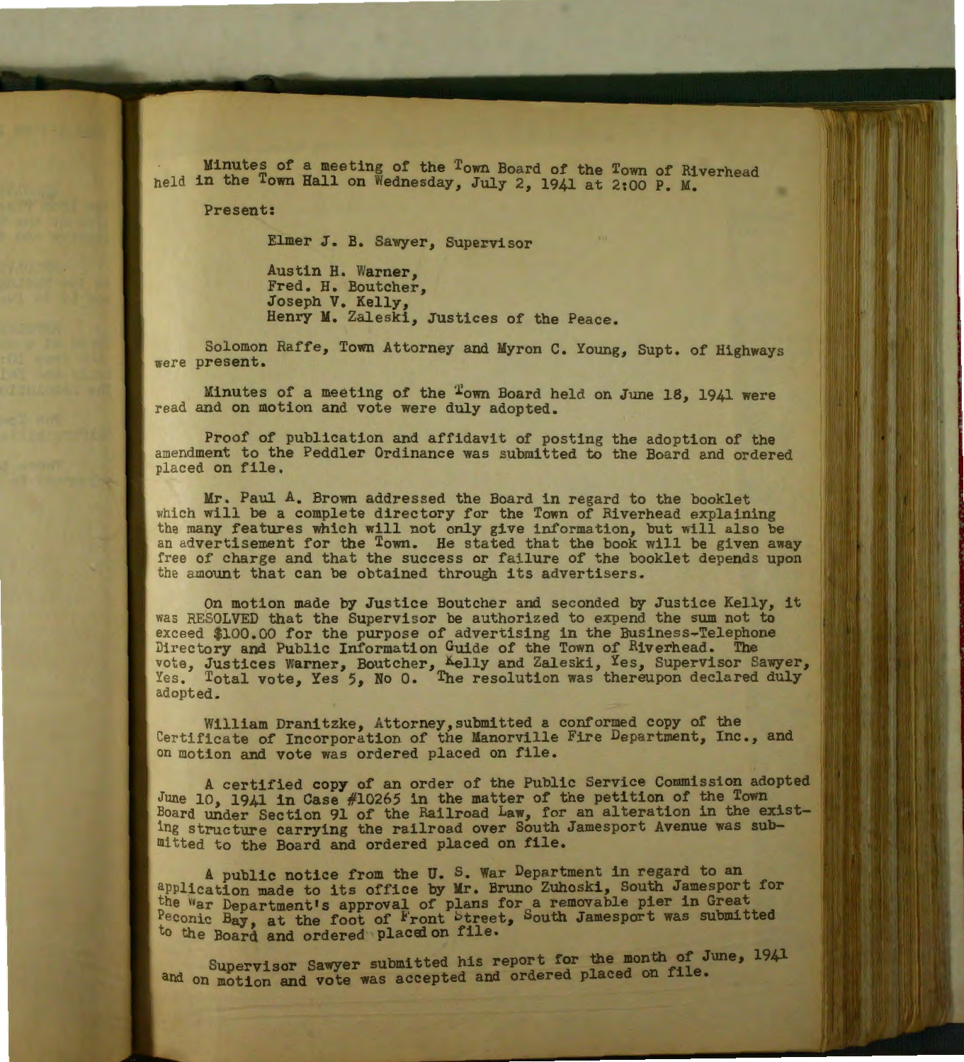Minutes of a meeting of the Town Board of the Town of Riverhead held in the Town Hall on Wednesday, July 2, 1941 at 2:00 P. M.

Present:

Elmer J. B. Sawyer, Supervisor

Austin H. Warner,
Fred. H. Boutcher,
Joseph V. Kelly,
Henry M. Zaleski, Justices of the Peace.

Solomon Raffe, Town Attorney and Myron C. Young, Supt. of Highways were present.

Minutes of a meeting of the Town Board held on June 18, 1941 were read and on motion and vote were duly adopted.

Proof of publication and affidavit of posting the adoption of the amendment to the Peddler Ordinance was submitted to the Board and ordered placed on file.

Mr. Paul A. Brown addressed the Board in regard to the booklet which will be a complete directory for the Town of Riverhead explaining the many features which will not only give information, but will also be an advertisement for the Town. He stated that the book will be given away free of charge and that the success or failure of the booklet depends upon the amount that can be obtained through its advertisers.

On motion made by Justice Boutcher and seconded by Justice Kelly, it was RESOLVED that the Supervisor be authorized to expend the sum not to exceed $100.00 for the purpose of advertising in the Business-Telephone Directory and Public Information Guide of the Town of Riverhead. The vote, Justices Warner, Boutcher, Kelly and Zaleski, Yes, Supervisor Sawyer, Yes. Total vote, Yes 5, No 0. The resolution was thereupon declared duly adopted.

William Dranitzke, Attorney, submitted a conformed copy of the Certificate of Incorporation of the Manorville Fire Department, Inc., and on motion and vote was ordered placed on file.

A certified copy of an order of the Public Service Commission adopted June 10, 1941 in Case #10265 in the matter of the petition of the Town Board under Section 91 of the Railroad Law, for an alteration in the existing structure carrying the railroad over South Jamesport Avenue was submitted to the Board and ordered placed on file.

A public notice from the U. S. War Department in regard to an application made to its office by Mr. Bruno Zuhoski, South Jamesport for the War Department's approval of plans for a removable pier in Great Peconic Bay, at the foot of Front Street, South Jamesport was submitted to the Board and ordered placed on file.

Supervisor Sawyer submitted his report for the month of June, 1941 and on motion and vote was accepted and ordered placed on file.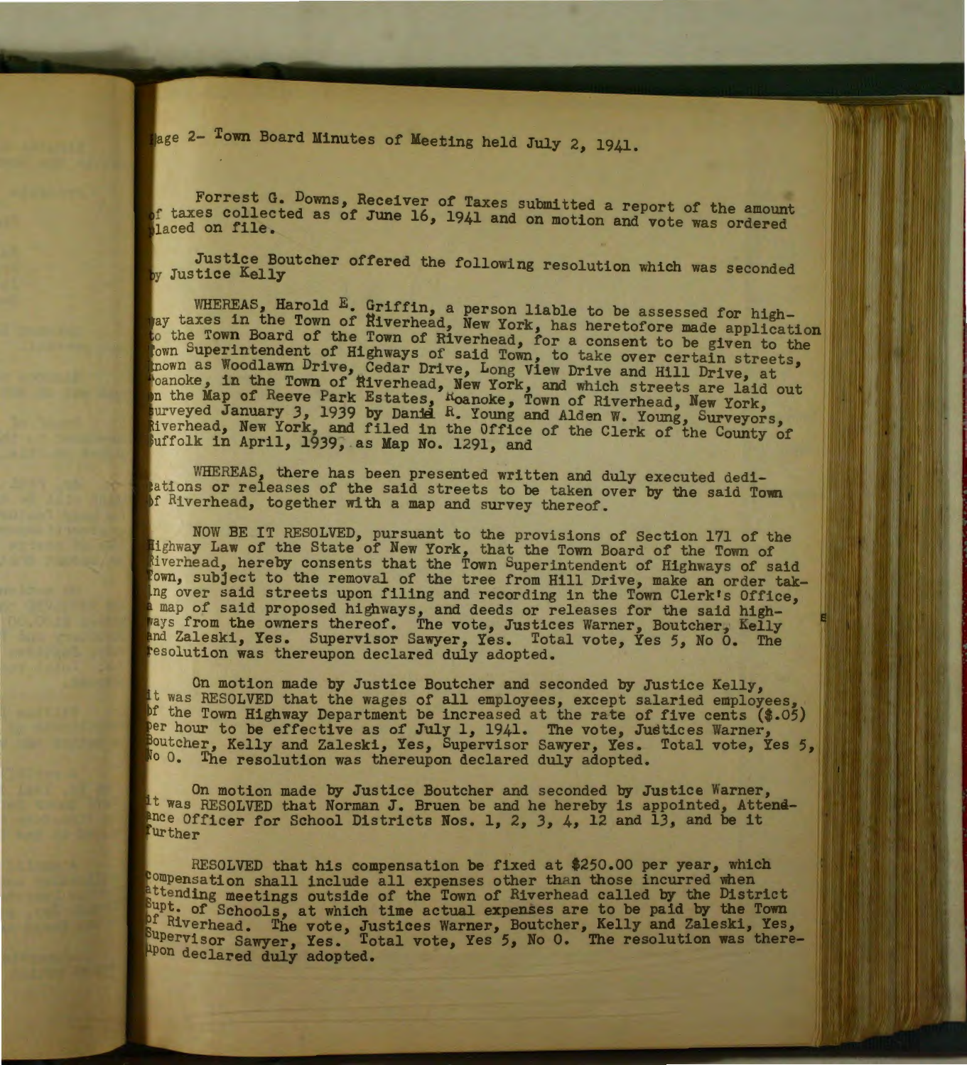Page 2- Town Board Minutes of Meeting held July 2, 1941.

Forrest G. Downs, Receiver of Taxes submitted a report of the amount of taxes collected as of June 16, 1941 and on motion and vote was ordered placed on file.

Justice Boutcher offered the following resolution which was seconded by Justice Kelly

WHEREAS, Harold E. Griffin, a person liable to be assessed for highway taxes in the Town of Riverhead, New York, has heretofore made application to the Town Board of the Town of Riverhead, for a consent to be given to the Town Superintendent of Highways of said Town, to take over certain streets, known as Woodlawn Drive, Cedar Drive, Long View Drive and Hill Drive, at Roanoke, in the Town of Riverhead, New York, and which streets are laid out on the Map of Reeve Park Estates, Roanoke, Town of Riverhead, New York, surveyed January 3, 1939 by Daniel R. Young and Alden W. Young, Surveyors, Riverhead, New York, and filed in the Office of the Clerk of the County of Suffolk in April, 1939, as Map No. 1291, and

WHEREAS, there has been presented written and duly executed dedications or releases of the said streets to be taken over by the said Town of Riverhead, together with a map and survey thereof.

NOW BE IT RESOLVED, pursuant to the provisions of Section 171 of the Highway Law of the State of New York, that the Town Board of the Town of Riverhead, hereby consents that the Town Superintendent of Highways of said Town, subject to the removal of the tree from Hill Drive, make an order taking over said streets upon filing and recording in the Town Clerk's Office, a map of said proposed highways, and deeds or releases for the said highways from the owners thereof. The vote, Justices Warner, Boutcher, Kelly and Zaleski, Yes. Supervisor Sawyer, Yes. Total vote, Yes 5, No 0. The resolution was thereupon declared duly adopted.

On motion made by Justice Boutcher and seconded by Justice Kelly, it was RESOLVED that the wages of all employees, except salaried employees, of the Town Highway Department be increased at the rate of five cents ($.05) per hour to be effective as of July 1, 1941. The vote, Justices Warner, Boutcher, Kelly and Zaleski, Yes, Supervisor Sawyer, Yes. Total vote, Yes 5, No 0. The resolution was thereupon declared duly adopted.

On motion made by Justice Boutcher and seconded by Justice Warner, it was RESOLVED that Norman J. Bruen be and he hereby is appointed, Attendance Officer for School Districts Nos. 1, 2, 3, 4, 12 and 13, and be it further

RESOLVED that his compensation be fixed at $250.00 per year, which compensation shall include all expenses other than those incurred when attending meetings outside of the Town of Riverhead called by the District Supt. of Schools, at which time actual expenses are to be paid by the Town of Riverhead. The vote, Justices Warner, Boutcher, Kelly and Zaleski, Yes, Supervisor Sawyer, Yes. Total vote, Yes 5, No 0. The resolution was thereupon declared duly adopted.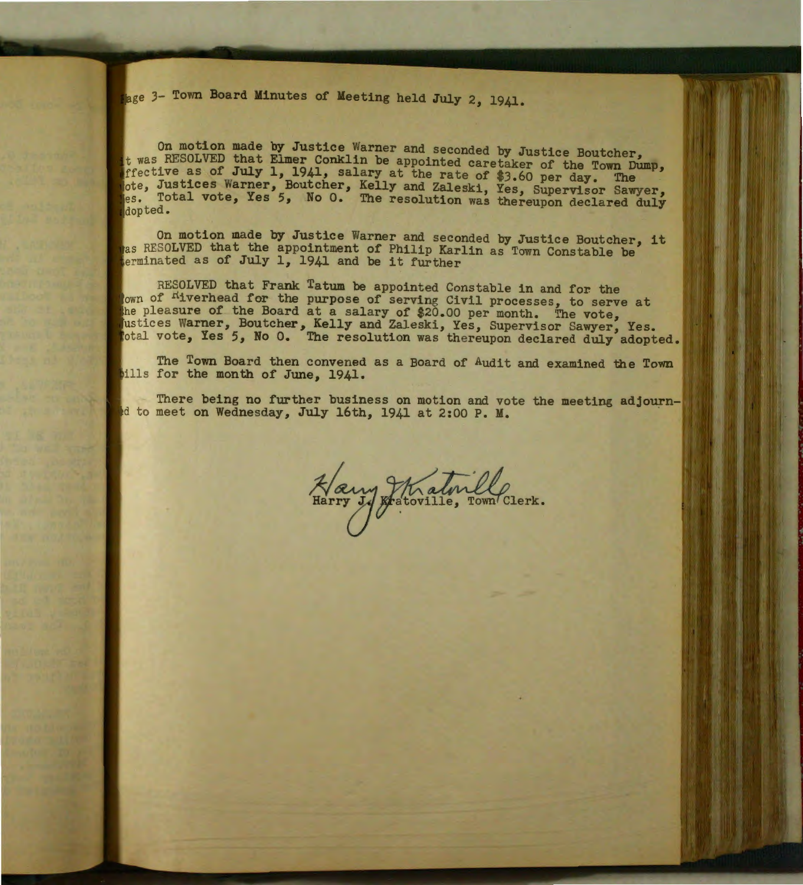Page 3- Town Board Minutes of Meeting held July 2, 1941.

On motion made by Justice Warner and seconded by Justice Boutcher, it was RESOLVED that Elmer Conklin be appointed caretaker of the Town Dump, effective as of July 1, 1941, salary at the rate of $3.60 per day. The vote, Justices Warner, Boutcher, Kelly and Zaleski, Yes, Supervisor Sawyer, Yes. Total vote, Yes 5, No 0. The resolution was thereupon declared duly adopted.

On motion made by Justice Warner and seconded by Justice Boutcher, it was RESOLVED that the appointment of Philip Karlin as Town Constable be terminated as of July 1, 1941 and be it further

RESOLVED that Frank Tatum be appointed Constable in and for the Town of Riverhead for the purpose of serving Civil processes, to serve at the pleasure of the Board at a salary of $20.00 per month. The vote, Justices Warner, Boutcher, Kelly and Zaleski, Yes, Supervisor Sawyer, Yes. Total vote, Yes 5, No 0. The resolution was thereupon declared duly adopted.

The Town Board then convened as a Board of Audit and examined the Town bills for the month of June, 1941.

There being no further business on motion and vote the meeting adjourned to meet on Wednesday, July 16th, 1941 at 2:00 P. M.

Harry J. Kratoville, Town Clerk.